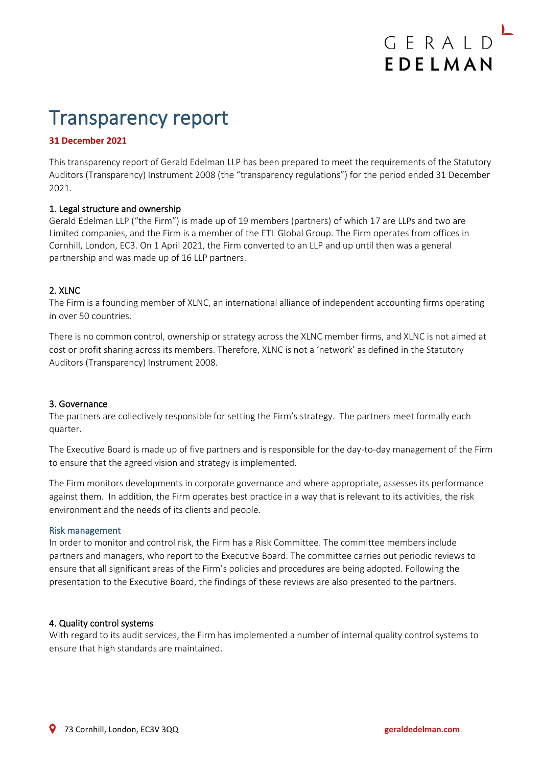# Transparency report

**31 December 2021**

This transparency report of Gerald Edelman LLP has been prepared to meet the requirements of the Statutory Auditors (Transparency) Instrument 2008 (the "transparency regulations") for the period ended 31 December 2021.

## 1. Legal structure and ownership

Gerald Edelman LLP ("the Firm") is made up of 19 members (partners) of which 17 are LLPs and two are Limited companies, and the Firm is a member of the ETL Global Group. The Firm operates from offices in Cornhill, London, EC3. On 1 April 2021, the Firm converted to an LLP and up until then was a general partnership and was made up of 16 LLP partners.

## 2. XLNC

The Firm is a founding member of XLNC, an international alliance of independent accounting firms operating in over 50 countries.

There is no common control, ownership or strategy across the XLNC member firms, and XLNC is not aimed at cost or profit sharing across its members. Therefore, XLNC is not a 'network' as defined in the Statutory Auditors (Transparency) Instrument 2008.

## 3. Governance

The partners are collectively responsible for setting the Firm's strategy. The partners meet formally each quarter.

The Executive Board is made up of five partners and is responsible for the day-to-day management of the Firm to ensure that the agreed vision and strategy is implemented.

The Firm monitors developments in corporate governance and where appropriate, assesses its performance against them. In addition, the Firm operates best practice in a way that is relevant to its activities, the risk environment and the needs of its clients and people.

### Risk management

In order to monitor and control risk, the Firm has a Risk Committee. The committee members include partners and managers, who report to the Executive Board. The committee carries out periodic reviews to ensure that all significant areas of the Firm's policies and procedures are being adopted. Following the presentation to the Executive Board, the findings of these reviews are also presented to the partners.

## 4. Quality control systems

With regard to its audit services, the Firm has implemented a number of internal quality control systems to ensure that high standards are maintained.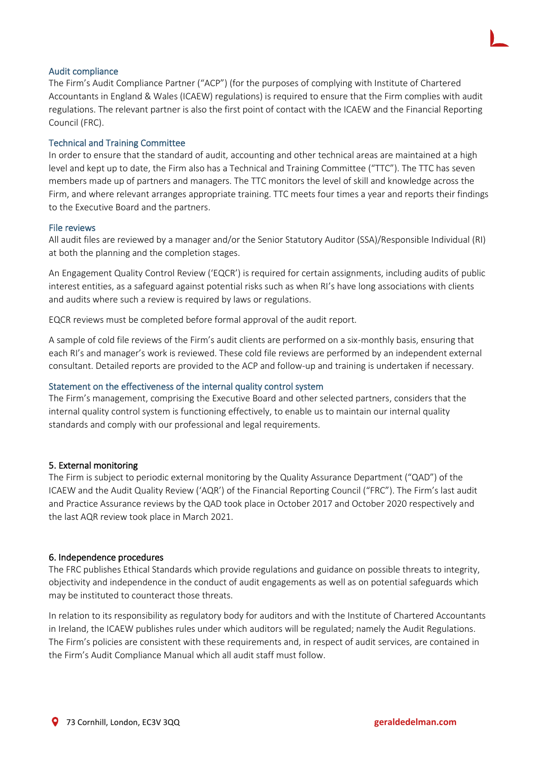### Audit compliance

The Firm's Audit Compliance Partner ("ACP") (for the purposes of complying with Institute of Chartered Accountants in England & Wales (ICAEW) regulations) is required to ensure that the Firm complies with audit regulations. The relevant partner is also the first point of contact with the ICAEW and the Financial Reporting Council (FRC).

### Technical and Training Committee

In order to ensure that the standard of audit, accounting and other technical areas are maintained at a high level and kept up to date, the Firm also has a Technical and Training Committee ("TTC"). The TTC has seven members made up of partners and managers. The TTC monitors the level of skill and knowledge across the Firm, and where relevant arranges appropriate training. TTC meets four times a year and reports their findings to the Executive Board and the partners.

### File reviews

All audit files are reviewed by a manager and/or the Senior Statutory Auditor (SSA)/Responsible Individual (RI) at both the planning and the completion stages.

An Engagement Quality Control Review ('EQCR') is required for certain assignments, including audits of public interest entities, as a safeguard against potential risks such as when RI's have long associations with clients and audits where such a review is required by laws or regulations.

EQCR reviews must be completed before formal approval of the audit report.

A sample of cold file reviews of the Firm's audit clients are performed on a six-monthly basis, ensuring that each RI's and manager's work is reviewed. These cold file reviews are performed by an independent external consultant. Detailed reports are provided to the ACP and follow-up and training is undertaken if necessary.

### Statement on the effectiveness of the internal quality control system

The Firm's management, comprising the Executive Board and other selected partners, considers that the internal quality control system is functioning effectively, to enable us to maintain our internal quality standards and comply with our professional and legal requirements.

## 5. External monitoring

The Firm is subject to periodic external monitoring by the Quality Assurance Department ("QAD") of the ICAEW and the Audit Quality Review ('AQR') of the Financial Reporting Council ("FRC"). The Firm's last audit and Practice Assurance reviews by the QAD took place in October 2017 and October 2020 respectively and the last AQR review took place in March 2021.

## 6. Independence procedures

The FRC publishes Ethical Standards which provide regulations and guidance on possible threats to integrity, objectivity and independence in the conduct of audit engagements as well as on potential safeguards which may be instituted to counteract those threats.

In relation to its responsibility as regulatory body for auditors and with the Institute of Chartered Accountants in Ireland, the ICAEW publishes rules under which auditors will be regulated; namely the Audit Regulations. The Firm's policies are consistent with these requirements and, in respect of audit services, are contained in the Firm's Audit Compliance Manual which all audit staff must follow.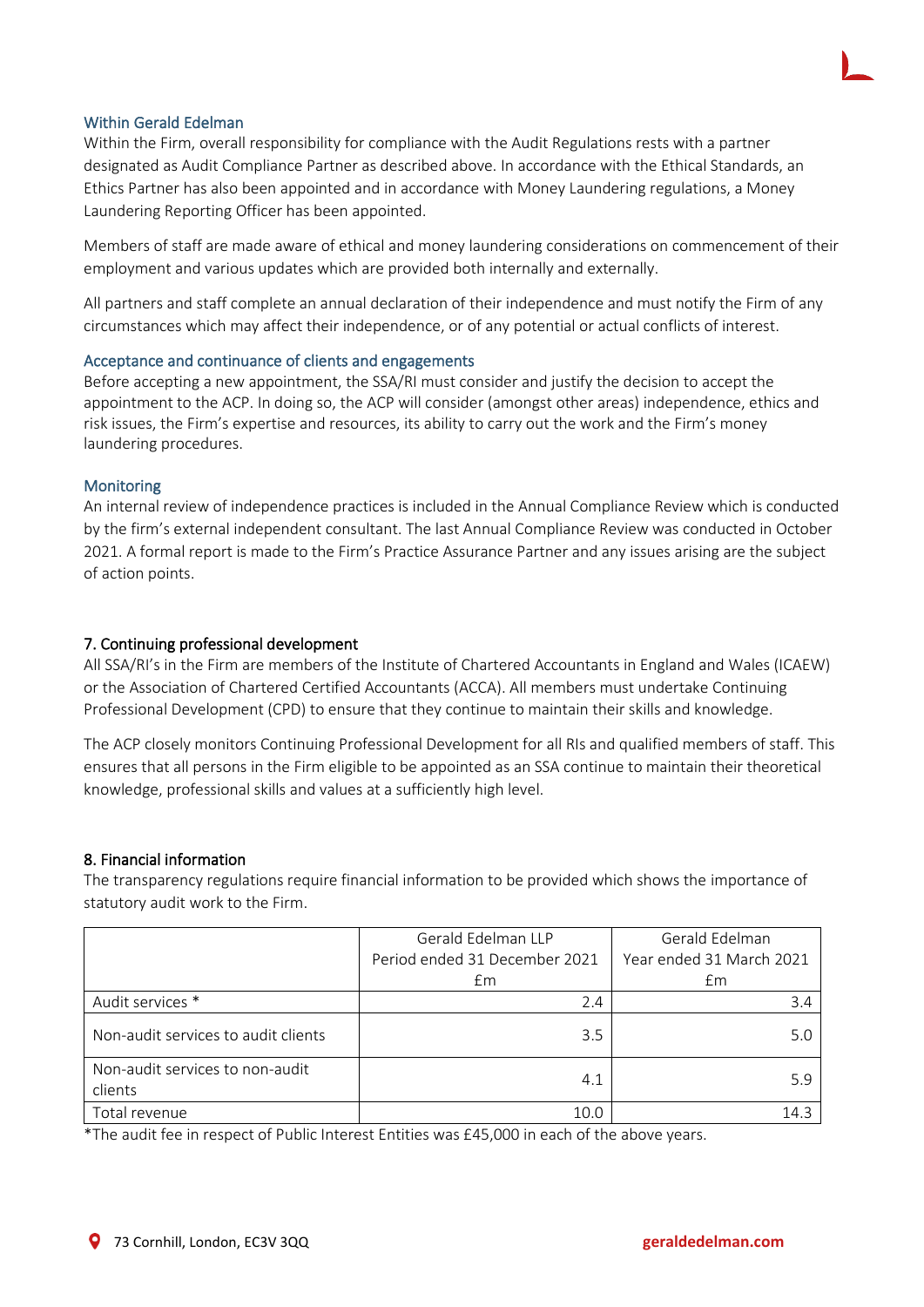### Within Gerald Edelman

Within the Firm, overall responsibility for compliance with the Audit Regulations rests with a partner designated as Audit Compliance Partner as described above. In accordance with the Ethical Standards, an Ethics Partner has also been appointed and in accordance with Money Laundering regulations, a Money Laundering Reporting Officer has been appointed.

Members of staff are made aware of ethical and money laundering considerations on commencement of their employment and various updates which are provided both internally and externally.

All partners and staff complete an annual declaration of their independence and must notify the Firm of any circumstances which may affect their independence, or of any potential or actual conflicts of interest.

### Acceptance and continuance of clients and engagements

Before accepting a new appointment, the SSA/RI must consider and justify the decision to accept the appointment to the ACP. In doing so, the ACP will consider (amongst other areas) independence, ethics and risk issues, the Firm's expertise and resources, its ability to carry out the work and the Firm's money laundering procedures.

### Monitoring

An internal review of independence practices is included in the Annual Compliance Review which is conducted by the firm's external independent consultant. The last Annual Compliance Review was conducted in October 2021. A formal report is made to the Firm's Practice Assurance Partner and any issues arising are the subject of action points.

## 7. Continuing professional development

All SSA/RI's in the Firm are members of the Institute of Chartered Accountants in England and Wales (ICAEW) or the Association of Chartered Certified Accountants (ACCA). All members must undertake Continuing Professional Development (CPD) to ensure that they continue to maintain their skills and knowledge.

The ACP closely monitors Continuing Professional Development for all RIs and qualified members of staff. This ensures that all persons in the Firm eligible to be appointed as an SSA continue to maintain their theoretical knowledge, professional skills and values at a sufficiently high level.

## 8. Financial information

The transparency regulations require financial information to be provided which shows the importance of statutory audit work to the Firm.

| | Gerald Edelman LLP Period ended 31 December 2021 £m | Gerald Edelman Year ended 31 March 2021 £m |
|---|---|---|
| Audit services * | 2.4 | 3.4 |
| Non-audit services to audit clients | 3.5 | 5.0 |
| Non-audit services to non-audit clients | 4.1 | 5.9 |
| Total revenue | 10.0 | 14.3 |

*The audit fee in respect of Public Interest Entities was £45,000 in each of the above years.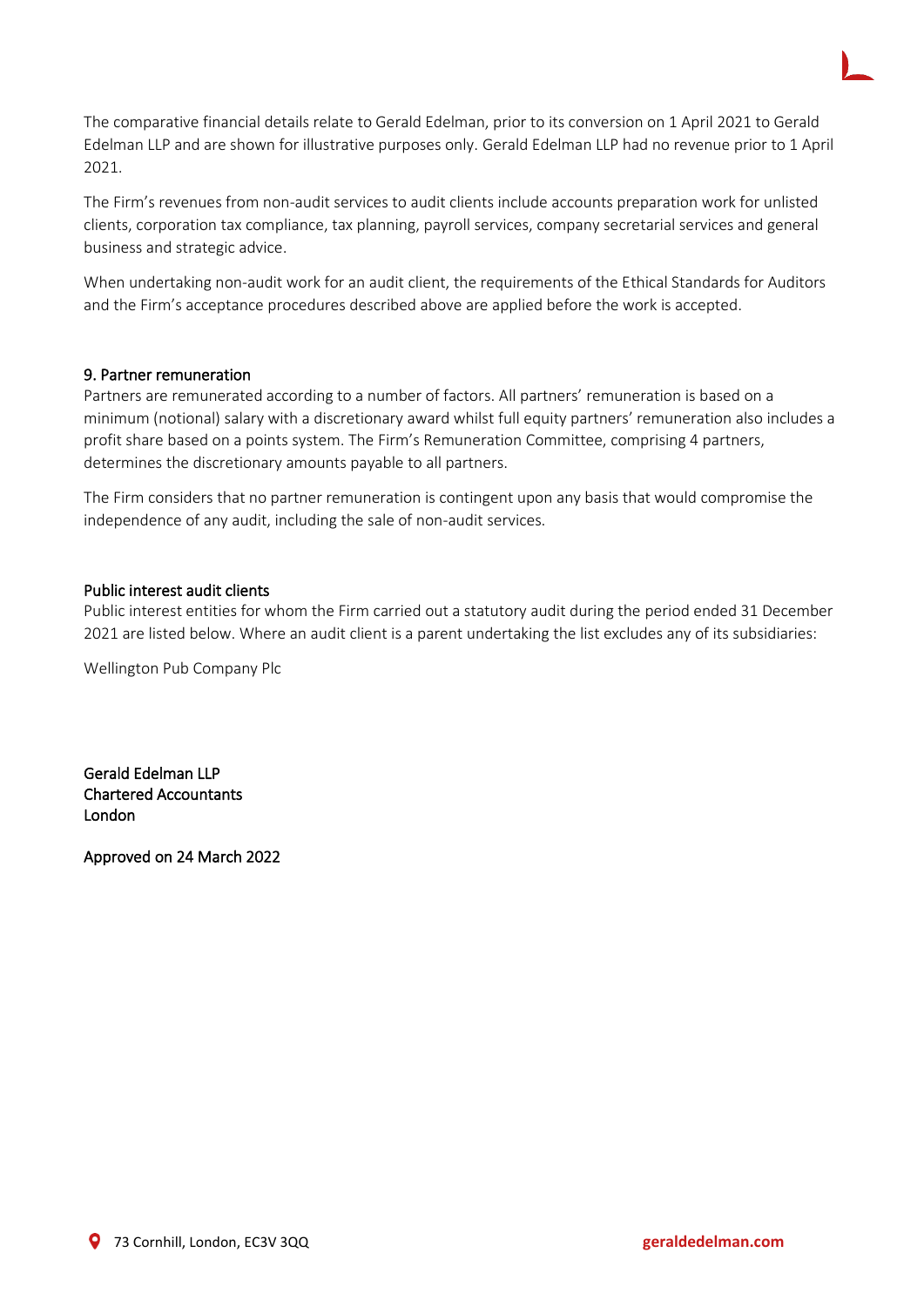The comparative financial details relate to Gerald Edelman, prior to its conversion on 1 April 2021 to Gerald Edelman LLP and are shown for illustrative purposes only. Gerald Edelman LLP had no revenue prior to 1 April 2021.

The Firm's revenues from non-audit services to audit clients include accounts preparation work for unlisted clients, corporation tax compliance, tax planning, payroll services, company secretarial services and general business and strategic advice.

When undertaking non-audit work for an audit client, the requirements of the Ethical Standards for Auditors and the Firm's acceptance procedures described above are applied before the work is accepted.

## 9. Partner remuneration

Partners are remunerated according to a number of factors. All partners' remuneration is based on a minimum (notional) salary with a discretionary award whilst full equity partners' remuneration also includes a profit share based on a points system. The Firm's Remuneration Committee, comprising 4 partners, determines the discretionary amounts payable to all partners.

The Firm considers that no partner remuneration is contingent upon any basis that would compromise the independence of any audit, including the sale of non-audit services.

## Public interest audit clients

Public interest entities for whom the Firm carried out a statutory audit during the period ended 31 December 2021 are listed below. Where an audit client is a parent undertaking the list excludes any of its subsidiaries:

Wellington Pub Company Plc

Gerald Edelman LLP
Chartered Accountants
London

Approved on 24 March 2022